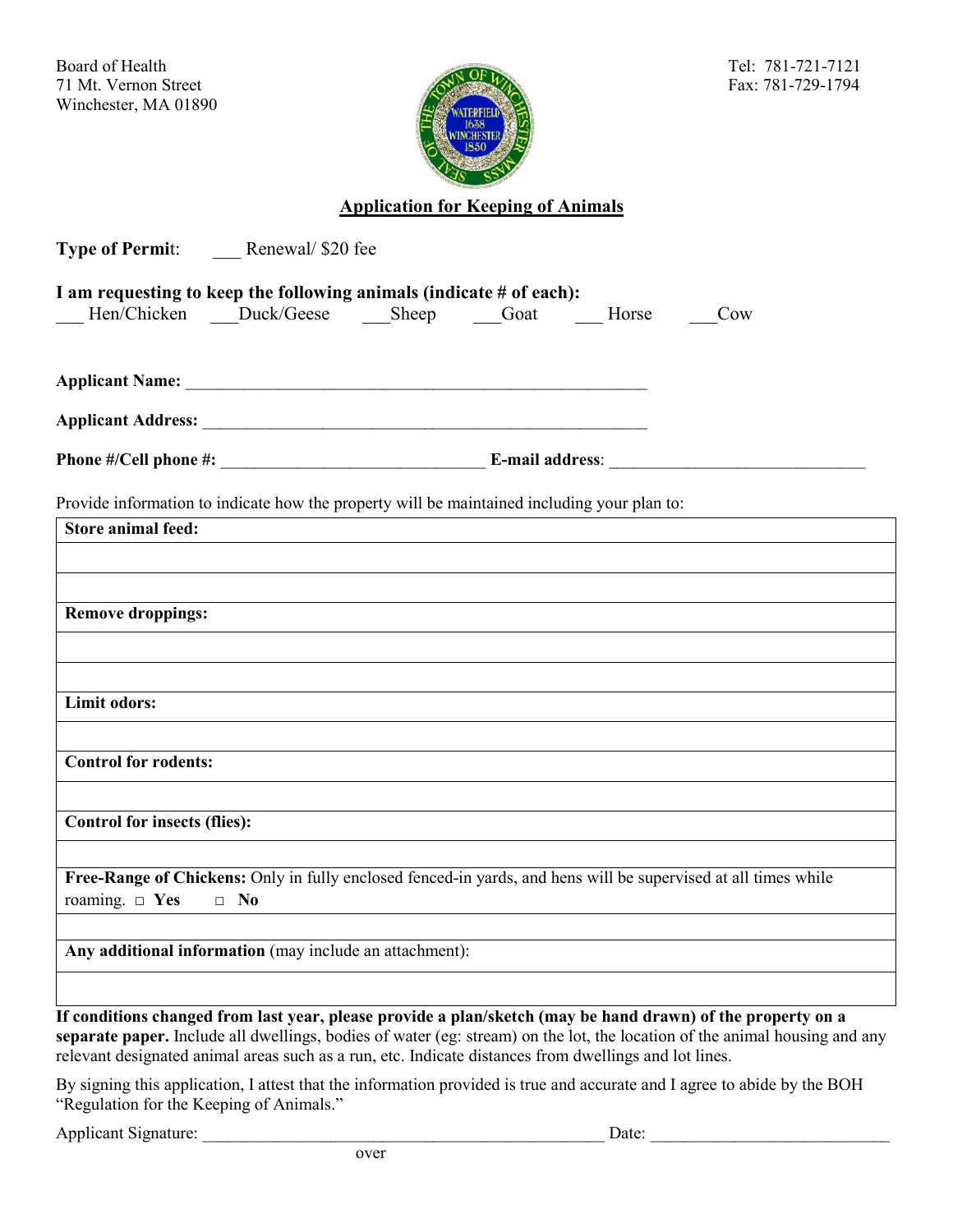Board of Health
71 Mt. Vernon Street
Winchester, MA 01890

Tel: 781-721-7121
Fax: 781-729-1794

## Application for Keeping of Animals

**Type of Permit**: ___ Renewal/ $20 fee

**I am requesting to keep the following animals (indicate # of each):**

___ Hen/Chicken ___Duck/Geese ___Sheep ___Goat ___ Horse ___Cow

**Applicant Name:** ________________________________________________________

**Applicant Address:** ______________________________________________________

**Phone #/Cell phone #:** ______________________________ **E-mail address**: ______________________________

Provide information to indicate how the property will be maintained including your plan to:

| **Store animal feed:** |
|---|
| |
| |
| **Remove droppings:** |
| |
| |
| **Limit odors:** |
| |
| **Control for rodents:** |
| |
| **Control for insects (flies):** |
| |
| **Free-Range of Chickens:** Only in fully enclosed fenced-in yards, and hens will be supervised at all times while roaming. □ **Yes** □ **No** |
| |
| **Any additional information** (may include an attachment): |
| |

**If conditions changed from last year, please provide a plan/sketch (may be hand drawn) of the property on a separate paper.** Include all dwellings, bodies of water (eg: stream) on the lot, the location of the animal housing and any relevant designated animal areas such as a run, etc. Indicate distances from dwellings and lot lines.

By signing this application, I attest that the information provided is true and accurate and I agree to abide by the BOH "Regulation for the Keeping of Animals."

Applicant Signature: ________________________________________________ Date: ____________________________

over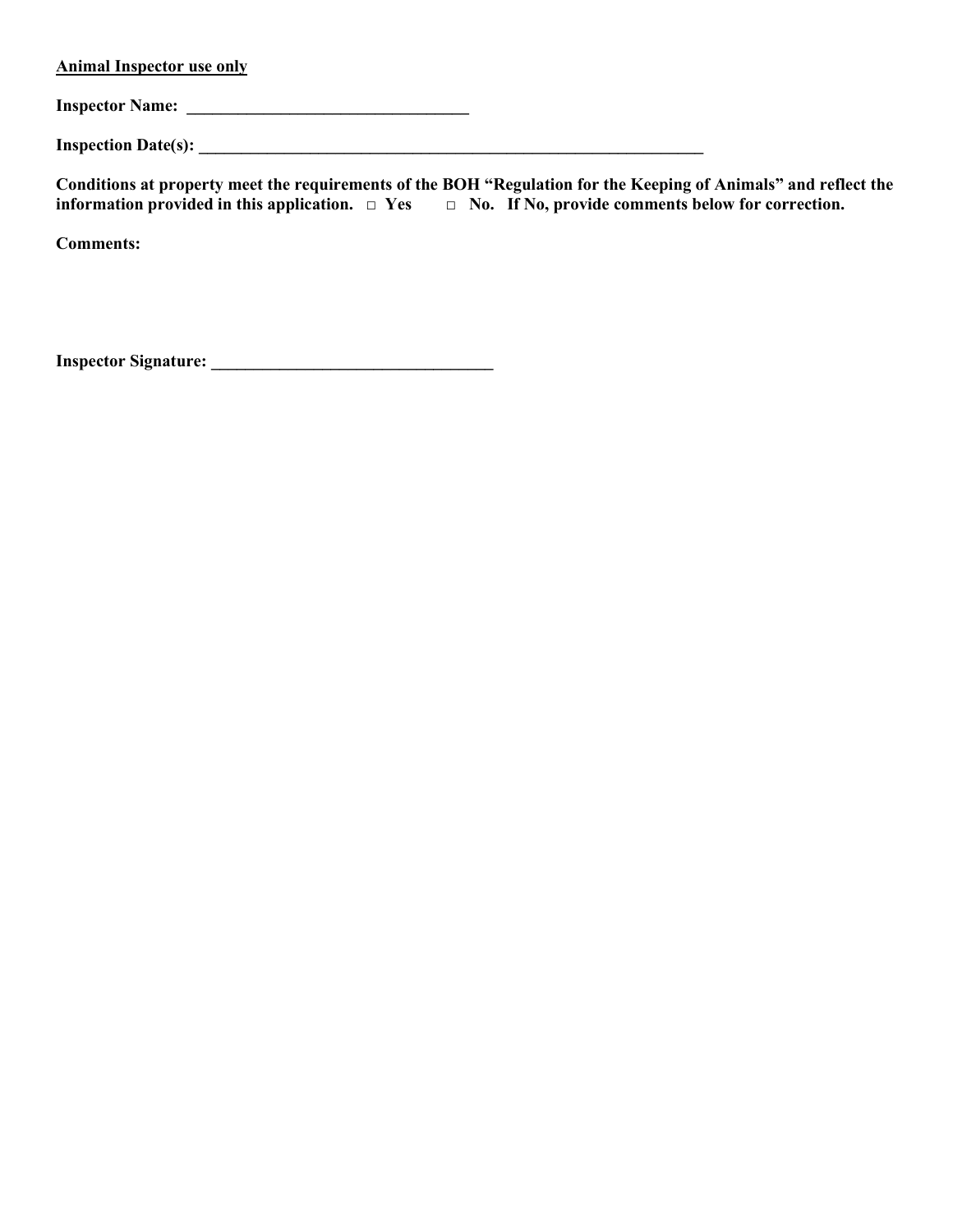**Animal Inspector use only**

**Inspector Name: ________________________________**

**Inspection Date(s): ____________________________________________________________**

**Conditions at property meet the requirements of the BOH "Regulation for the Keeping of Animals" and reflect the information provided in this application. □ Yes □ No. If No, provide comments below for correction.**

**Comments:**

**Inspector Signature: ________________________________**